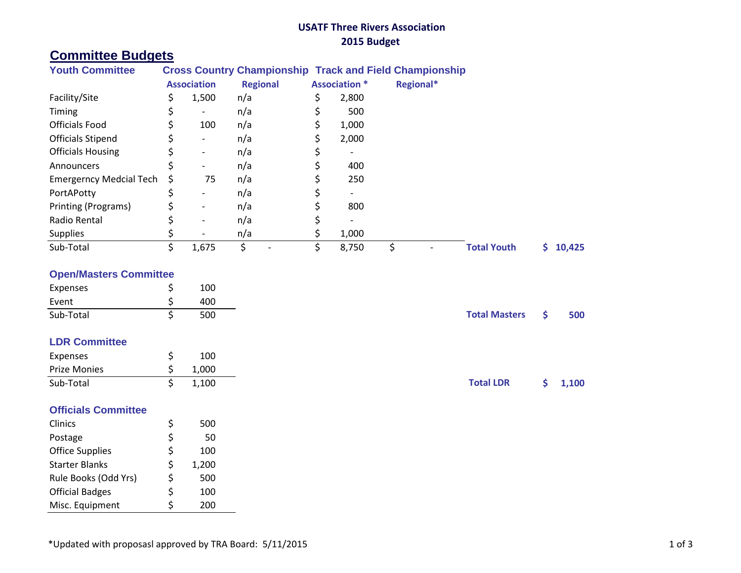**USATF Three Rivers Association**
**2015 Budget**

# Committee Budgets

## Youth Committee

| | Cross Country Championship | | Track and Field Championship | | | |
|---|---|---|---|---|---|---|
| | Association | Regional | Association * | Regional* | | |
| Facility/Site | $ 1,500 | n/a | $ 2,800 | | | |
| Timing | $ - | n/a | $ 500 | | | |
| Officials Food | $ 100 | n/a | $ 1,000 | | | |
| Officials Stipend | $ - | n/a | $ 2,000 | | | |
| Officials Housing | $ - | n/a | $ - | | | |
| Announcers | $ - | n/a | $ 400 | | | |
| Emergerncy Medcial Tech | $ 75 | n/a | $ 250 | | | |
| PortAPotty | $ - | n/a | $ - | | | |
| Printing (Programs) | $ - | n/a | $ 800 | | | |
| Radio Rental | $ - | n/a | $ - | | | |
| Supplies | $ - | n/a | $ 1,000 | | | |
| Sub-Total | $ 1,675 | $ - | $ 8,750 | $ - | **Total Youth** | **$ 10,425** |

## Open/Masters Committee

| | | | |
|---|---|---|---|
| Expenses | $ 100 | | |
| Event | $ 400 | | |
| Sub-Total | $ 500 | **Total Masters** | **$ 500** |

## LDR Committee

| | | | |
|---|---|---|---|
| Expenses | $ 100 | | |
| Prize Monies | $ 1,000 | | |
| Sub-Total | $ 1,100 | **Total LDR** | **$ 1,100** |

## Officials Committee

| | |
|---|---|
| Clinics | $ 500 |
| Postage | $ 50 |
| Office Supplies | $ 100 |
| Starter Blanks | $ 1,200 |
| Rule Books (Odd Yrs) | $ 500 |
| Official Badges | $ 100 |
| Misc. Equipment | $ 200 |

*Updated with proposasl approved by TRA Board: 5/11/2015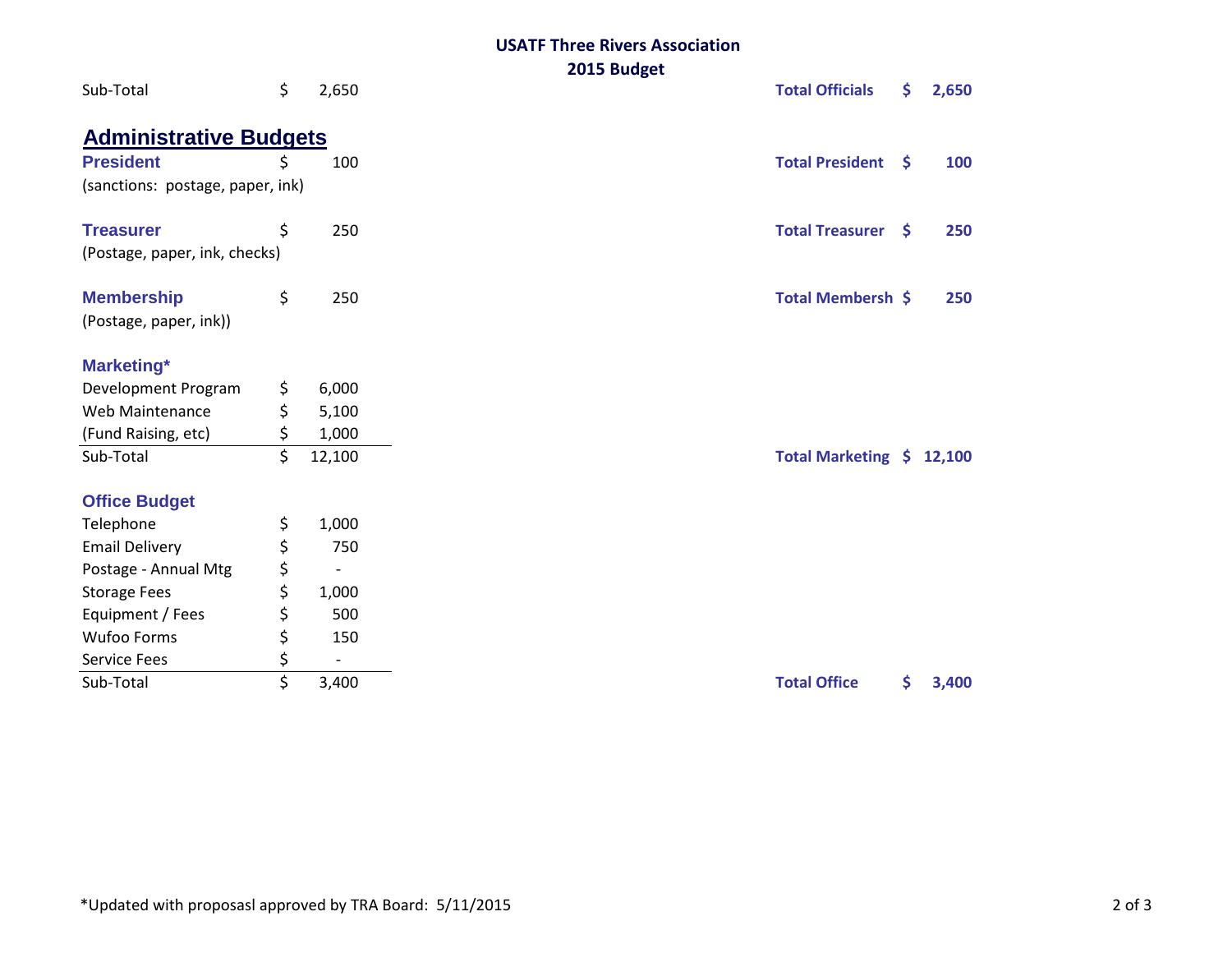# USATF Three Rivers Association
## 2015 Budget

| | | | |
|---|---|---|---|
| Sub-Total | $ 2,650 | **Total Officials** | **$ 2,650** |

## Administrative Budgets

| | | | |
|---|---|---|---|
| **President** | $ 100 | **Total President** | **$ 100** |
| (sanctions: postage, paper, ink) | | | |
| | | | |
| **Treasurer** | $ 250 | **Total Treasurer** | **$ 250** |
| (Postage, paper, ink, checks) | | | |
| | | | |
| **Membership** | $ 250 | **Total Membersh** | **$ 250** |
| (Postage, paper, ink)) | | | |
| | | | |
| **Marketing*** | | | |
| Development Program | $ 6,000 | | |
| Web Maintenance | $ 5,100 | | |
| (Fund Raising, etc) | $ 1,000 | | |
| Sub-Total | $ 12,100 | **Total Marketing** | **$ 12,100** |
| | | | |
| **Office Budget** | | | |
| Telephone | $ 1,000 | | |
| Email Delivery | $ 750 | | |
| Postage - Annual Mtg | $ - | | |
| Storage Fees | $ 1,000 | | |
| Equipment / Fees | $ 500 | | |
| Wufoo Forms | $ 150 | | |
| Service Fees | $ - | | |
| Sub-Total | $ 3,400 | **Total Office** | **$ 3,400** |

*Updated with proposasl approved by TRA Board: 5/11/2015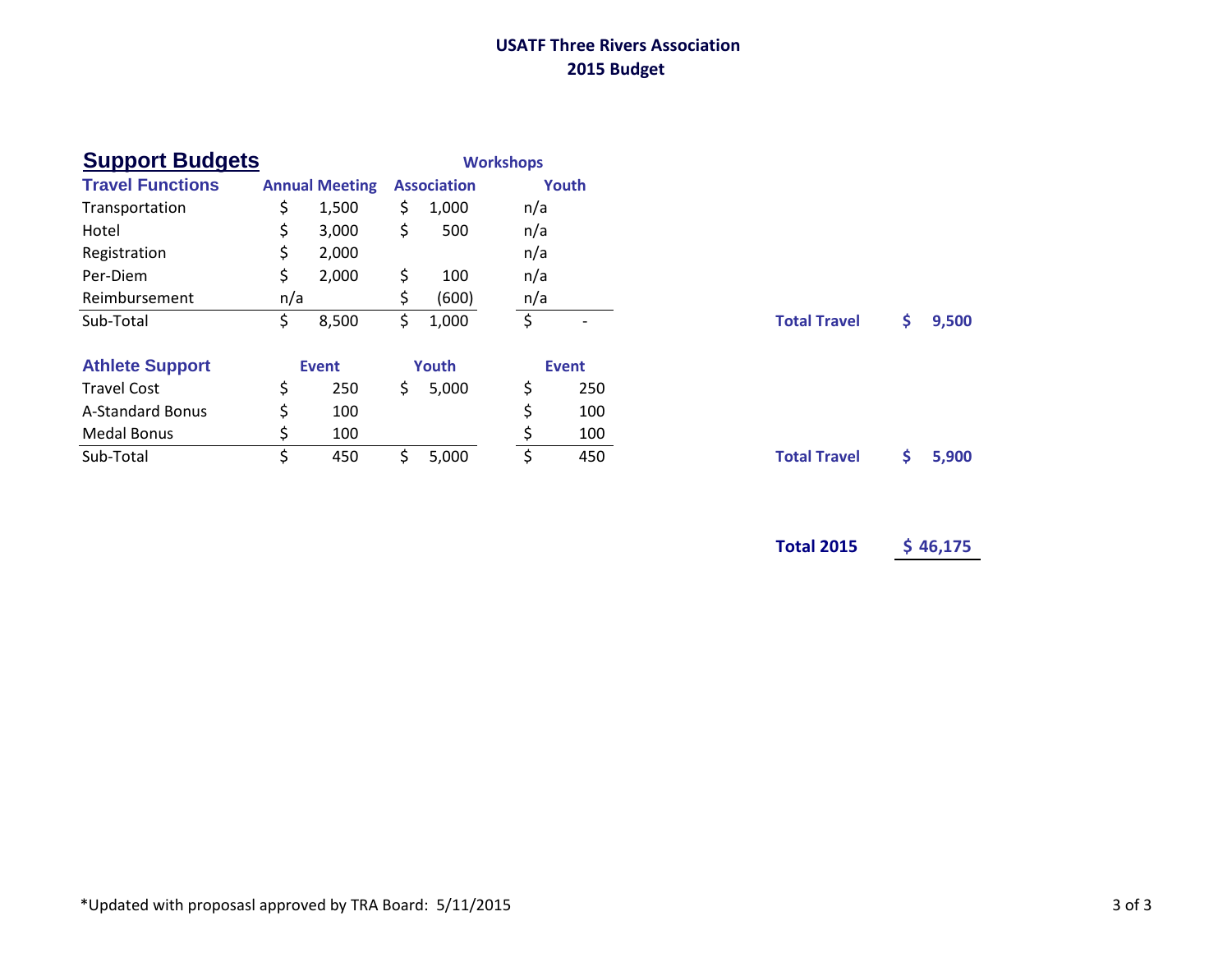# USATF Three Rivers Association
## 2015 Budget

## Support Budgets

| Travel Functions | Annual Meeting | Workshops: Association | Workshops: Youth | | |
|---|---|---|---|---|---|
| Transportation | $ 1,500 | $ 1,000 | n/a | | |
| Hotel | $ 3,000 | $ 500 | n/a | | |
| Registration | $ 2,000 | | n/a | | |
| Per-Diem | $ 2,000 | $ 100 | n/a | | |
| Reimbursement | n/a | $ (600) | n/a | | |
| Sub-Total | $ 8,500 | $ 1,000 | $ - | **Total Travel** | **$ 9,500** |

| Athlete Support | Event | Youth | Event | | |
|---|---|---|---|---|---|
| Travel Cost | $ 250 | $ 5,000 | $ 250 | | |
| A-Standard Bonus | $ 100 | | $ 100 | | |
| Medal Bonus | $ 100 | | $ 100 | | |
| Sub-Total | $ 450 | $ 5,000 | $ 450 | **Total Travel** | **$ 5,900** |

**Total 2015** **$ 46,175**

*Updated with proposasl approved by TRA Board: 5/11/2015